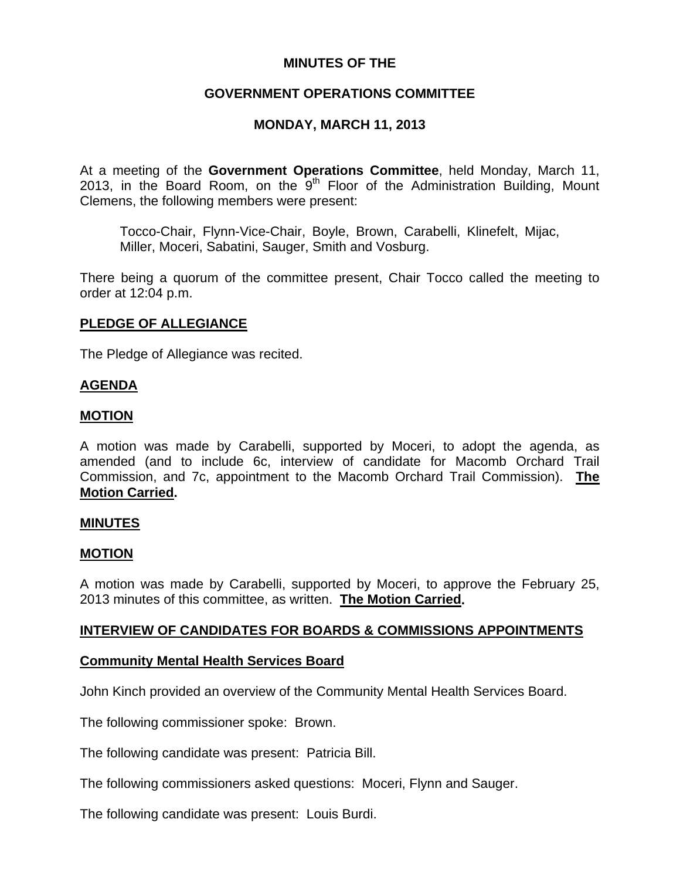# MINUTES OF THE

## GOVERNMENT OPERATIONS COMMITTEE

## MONDAY, MARCH 11, 2013

At a meeting of the **Government Operations Committee**, held Monday, March 11, 2013, in the Board Room, on the 9th Floor of the Administration Building, Mount Clemens, the following members were present:

> Tocco-Chair, Flynn-Vice-Chair, Boyle, Brown, Carabelli, Klinefelt, Mijac, Miller, Moceri, Sabatini, Sauger, Smith and Vosburg.

There being a quorum of the committee present, Chair Tocco called the meeting to order at 12:04 p.m.

**PLEDGE OF ALLEGIANCE**

The Pledge of Allegiance was recited.

**AGENDA**

**MOTION**

A motion was made by Carabelli, supported by Moceri, to adopt the agenda, as amended (and to include 6c, interview of candidate for Macomb Orchard Trail Commission, and 7c, appointment to the Macomb Orchard Trail Commission). **The Motion Carried.**

**MINUTES**

**MOTION**

A motion was made by Carabelli, supported by Moceri, to approve the February 25, 2013 minutes of this committee, as written. **The Motion Carried.**

**INTERVIEW OF CANDIDATES FOR BOARDS & COMMISSIONS APPOINTMENTS**

**Community Mental Health Services Board**

John Kinch provided an overview of the Community Mental Health Services Board.

The following commissioner spoke: Brown.

The following candidate was present: Patricia Bill.

The following commissioners asked questions: Moceri, Flynn and Sauger.

The following candidate was present: Louis Burdi.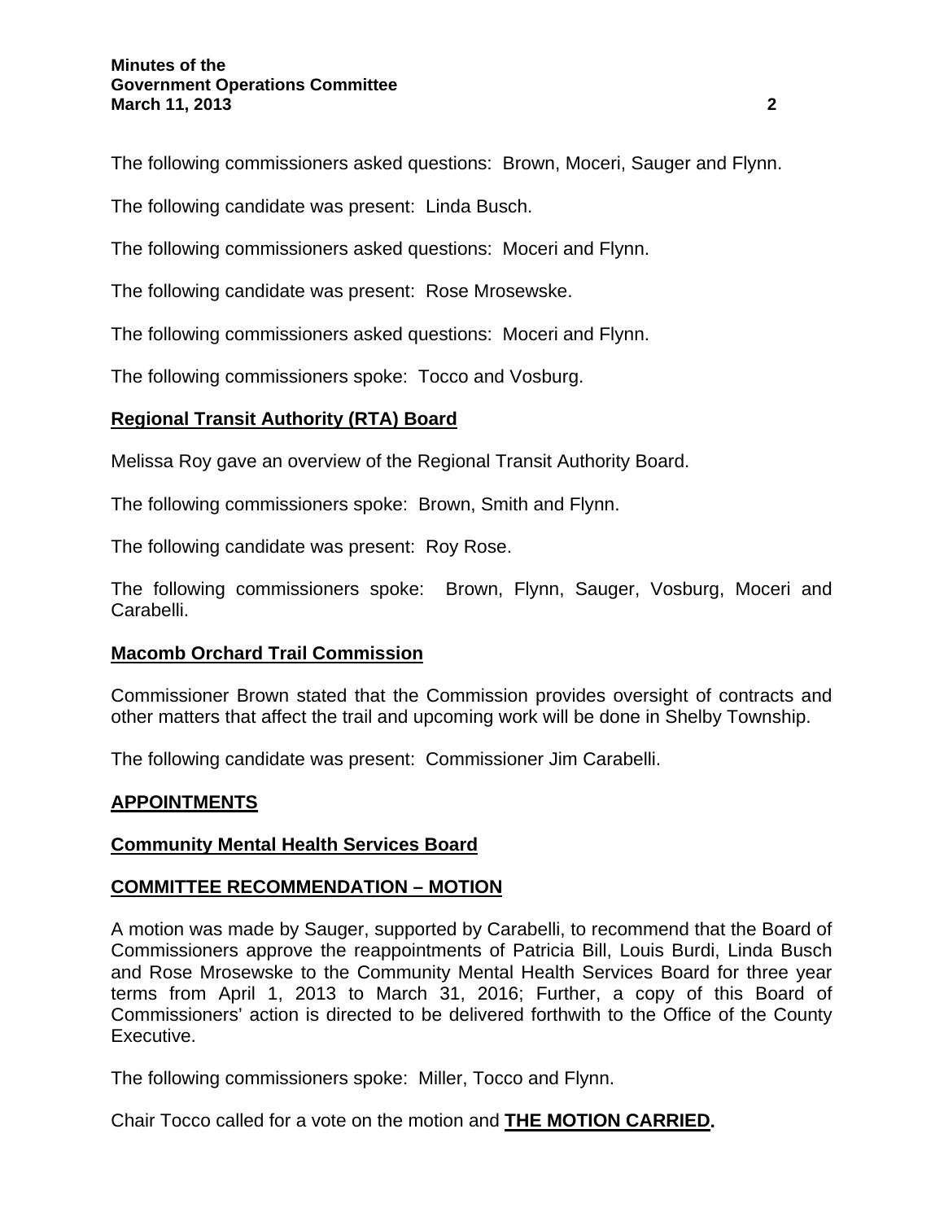The following commissioners asked questions: Brown, Moceri, Sauger and Flynn.

The following candidate was present: Linda Busch.

The following commissioners asked questions: Moceri and Flynn.

The following candidate was present: Rose Mrosewske.

The following commissioners asked questions: Moceri and Flynn.

The following commissioners spoke: Tocco and Vosburg.

**Regional Transit Authority (RTA) Board**

Melissa Roy gave an overview of the Regional Transit Authority Board.

The following commissioners spoke: Brown, Smith and Flynn.

The following candidate was present: Roy Rose.

The following commissioners spoke: Brown, Flynn, Sauger, Vosburg, Moceri and Carabelli.

**Macomb Orchard Trail Commission**

Commissioner Brown stated that the Commission provides oversight of contracts and other matters that affect the trail and upcoming work will be done in Shelby Township.

The following candidate was present: Commissioner Jim Carabelli.

**APPOINTMENTS**

**Community Mental Health Services Board**

**COMMITTEE RECOMMENDATION – MOTION**

A motion was made by Sauger, supported by Carabelli, to recommend that the Board of Commissioners approve the reappointments of Patricia Bill, Louis Burdi, Linda Busch and Rose Mrosewske to the Community Mental Health Services Board for three year terms from April 1, 2013 to March 31, 2016; Further, a copy of this Board of Commissioners' action is directed to be delivered forthwith to the Office of the County Executive.

The following commissioners spoke: Miller, Tocco and Flynn.

Chair Tocco called for a vote on the motion and **THE MOTION CARRIED.**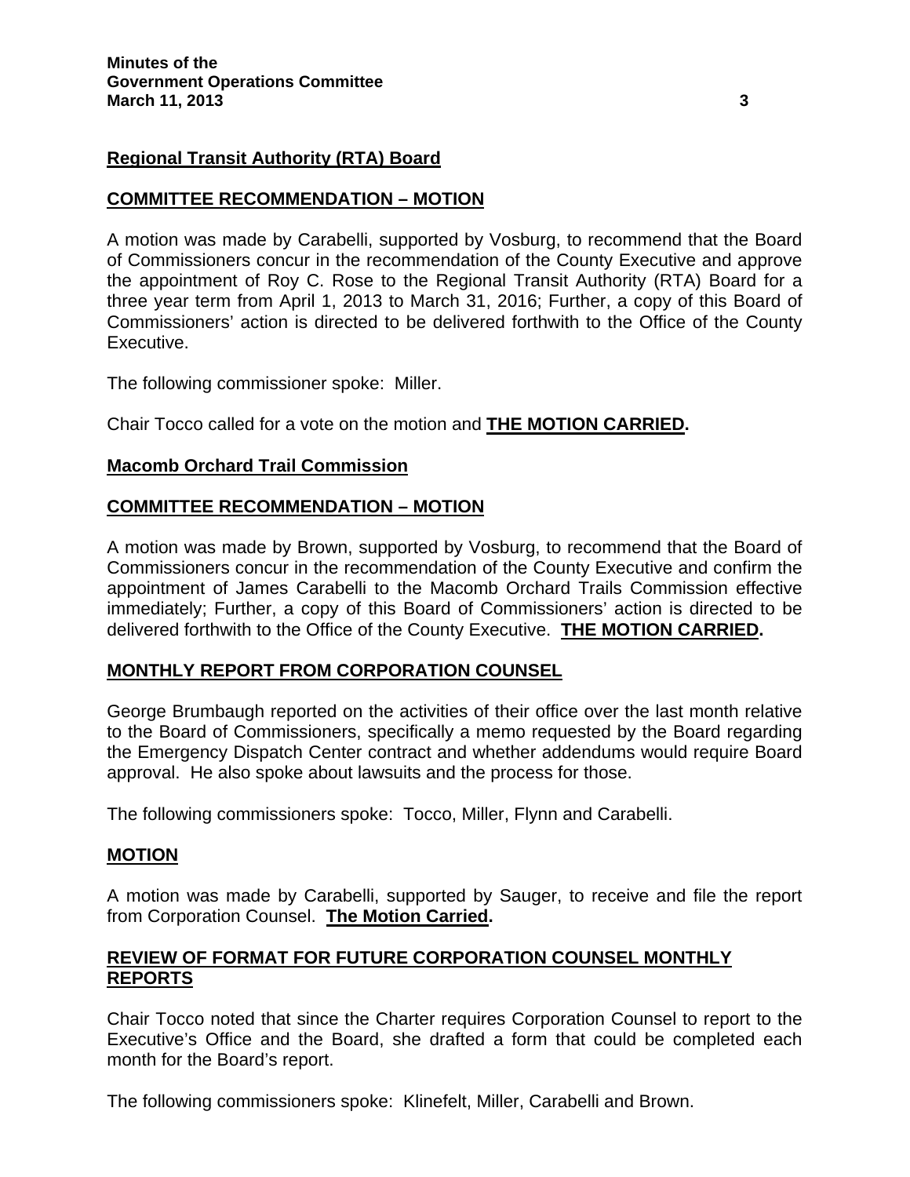**Regional Transit Authority (RTA) Board**

**COMMITTEE RECOMMENDATION – MOTION**

A motion was made by Carabelli, supported by Vosburg, to recommend that the Board of Commissioners concur in the recommendation of the County Executive and approve the appointment of Roy C. Rose to the Regional Transit Authority (RTA) Board for a three year term from April 1, 2013 to March 31, 2016; Further, a copy of this Board of Commissioners' action is directed to be delivered forthwith to the Office of the County Executive.

The following commissioner spoke: Miller.

Chair Tocco called for a vote on the motion and **THE MOTION CARRIED.**

**Macomb Orchard Trail Commission**

**COMMITTEE RECOMMENDATION – MOTION**

A motion was made by Brown, supported by Vosburg, to recommend that the Board of Commissioners concur in the recommendation of the County Executive and confirm the appointment of James Carabelli to the Macomb Orchard Trails Commission effective immediately; Further, a copy of this Board of Commissioners' action is directed to be delivered forthwith to the Office of the County Executive. **THE MOTION CARRIED.**

**MONTHLY REPORT FROM CORPORATION COUNSEL**

George Brumbaugh reported on the activities of their office over the last month relative to the Board of Commissioners, specifically a memo requested by the Board regarding the Emergency Dispatch Center contract and whether addendums would require Board approval. He also spoke about lawsuits and the process for those.

The following commissioners spoke: Tocco, Miller, Flynn and Carabelli.

**MOTION**

A motion was made by Carabelli, supported by Sauger, to receive and file the report from Corporation Counsel. **The Motion Carried.**

**REVIEW OF FORMAT FOR FUTURE CORPORATION COUNSEL MONTHLY REPORTS**

Chair Tocco noted that since the Charter requires Corporation Counsel to report to the Executive's Office and the Board, she drafted a form that could be completed each month for the Board's report.

The following commissioners spoke: Klinefelt, Miller, Carabelli and Brown.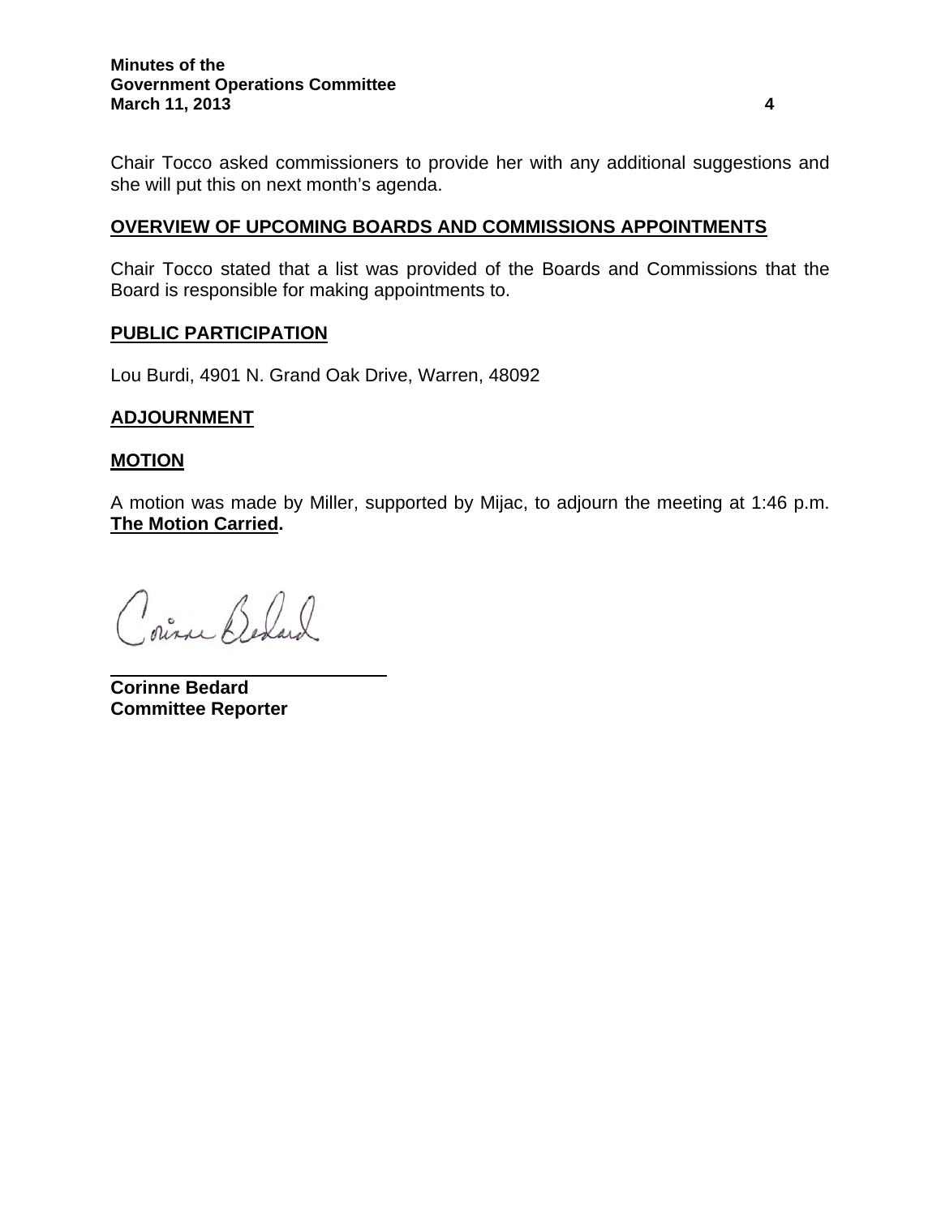Chair Tocco asked commissioners to provide her with any additional suggestions and she will put this on next month's agenda.

## OVERVIEW OF UPCOMING BOARDS AND COMMISSIONS APPOINTMENTS

Chair Tocco stated that a list was provided of the Boards and Commissions that the Board is responsible for making appointments to.

## PUBLIC PARTICIPATION

Lou Burdi, 4901 N. Grand Oak Drive, Warren, 48092

## ADJOURNMENT

## MOTION

A motion was made by Miller, supported by Mijac, to adjourn the meeting at 1:46 p.m. **The Motion Carried.**

**Corinne Bedard**
**Committee Reporter**